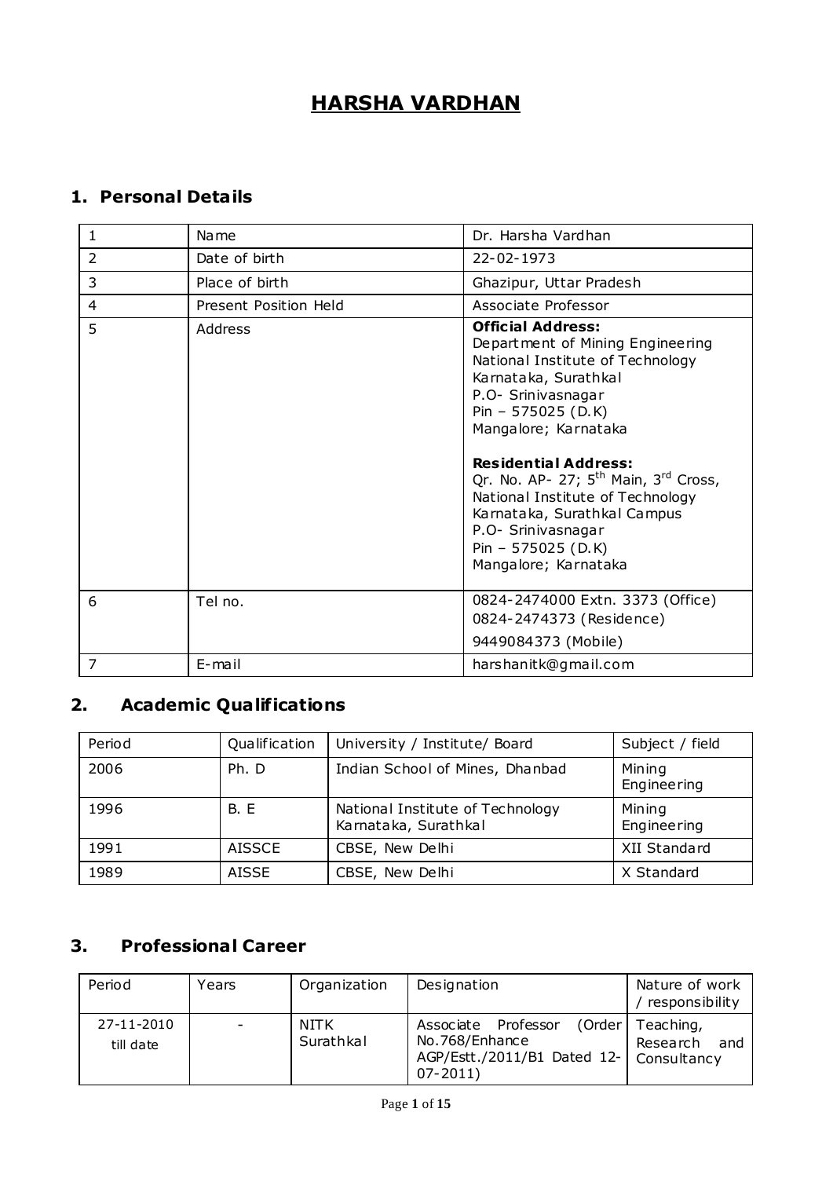# HARSHA VARDHAN

## 1. Personal Details

| 1 | Name | Dr. Harsha Vardhan |
|---|---|---|
| 2 | Date of birth | 22-02-1973 |
| 3 | Place of birth | Ghazipur, Uttar Pradesh |
| 4 | Present Position Held | Associate Professor |
| 5 | Address | **Official Address:**<br>Department of Mining Engineering<br>National Institute of Technology<br>Karnataka, Surathkal<br>P.O- Srinivasnagar<br>Pin – 575025 (D.K)<br>Mangalore; Karnataka<br><br>**Residential Address:**<br>Qr. No. AP- 27; 5th Main, 3rd Cross,<br>National Institute of Technology<br>Karnataka, Surathkal Campus<br>P.O- Srinivasnagar<br>Pin – 575025 (D.K)<br>Mangalore; Karnataka |
| 6 | Tel no. | 0824-2474000 Extn. 3373 (Office)<br>0824-2474373 (Residence)<br>9449084373 (Mobile) |
| 7 | E-mail | harshanitk@gmail.com |

## 2. Academic Qualifications

| Period | Qualification | University / Institute/ Board | Subject / field |
|---|---|---|---|
| 2006 | Ph. D | Indian School of Mines, Dhanbad | Mining Engineering |
| 1996 | B. E | National Institute of Technology Karnataka, Surathkal | Mining Engineering |
| 1991 | AISSCE | CBSE, New Delhi | XII Standard |
| 1989 | AISSE | CBSE, New Delhi | X Standard |

## 3. Professional Career

| Period | Years | Organization | Designation | Nature of work / responsibility |
|---|---|---|---|---|
| 27-11-2010 till date | - | NITK Surathkal | Associate Professor (Order No.768/Enhance AGP/Estt./2011/B1 Dated 12-07-2011) | Teaching, Research and Consultancy |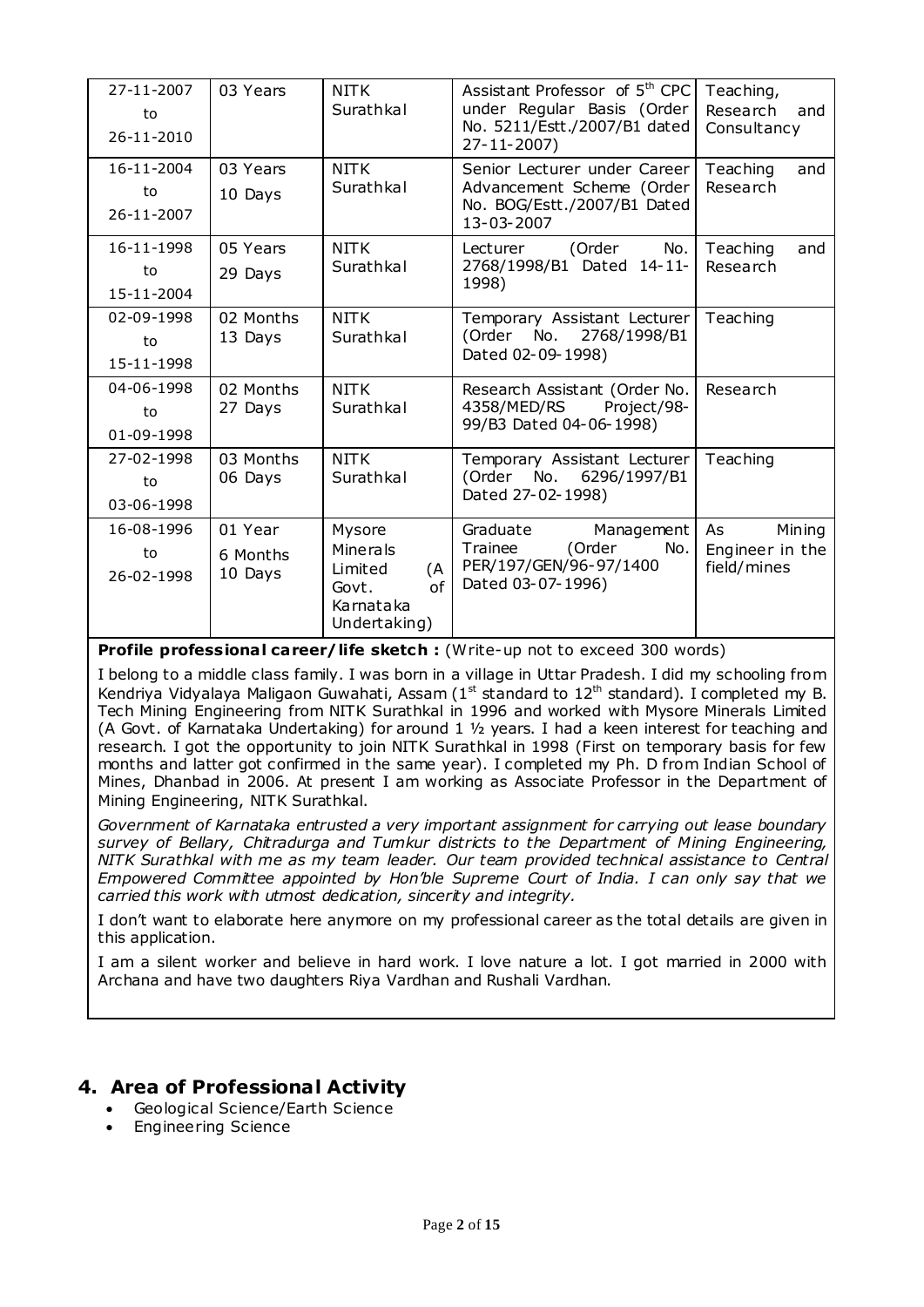| 27-11-2007 to 26-11-2010 | 03 Years | NITK Surathkal | Assistant Professor of 5th CPC under Regular Basis (Order No. 5211/Estt./2007/B1 dated 27-11-2007) | Teaching, Research and Consultancy |
|---|---|---|---|---|
| 16-11-2004 to 26-11-2007 | 03 Years 10 Days | NITK Surathkal | Senior Lecturer under Career Advancement Scheme (Order No. BOG/Estt./2007/B1 Dated 13-03-2007 | Teaching and Research |
| 16-11-1998 to 15-11-2004 | 05 Years 29 Days | NITK Surathkal | Lecturer (Order No. 2768/1998/B1 Dated 14-11-1998) | Teaching and Research |
| 02-09-1998 to 15-11-1998 | 02 Months 13 Days | NITK Surathkal | Temporary Assistant Lecturer (Order No. 2768/1998/B1 Dated 02-09-1998) | Teaching |
| 04-06-1998 to 01-09-1998 | 02 Months 27 Days | NITK Surathkal | Research Assistant (Order No. 4358/MED/RS Project/98-99/B3 Dated 04-06-1998) | Research |
| 27-02-1998 to 03-06-1998 | 03 Months 06 Days | NITK Surathkal | Temporary Assistant Lecturer (Order No. 6296/1997/B1 Dated 27-02-1998) | Teaching |
| 16-08-1996 to 26-02-1998 | 01 Year 6 Months 10 Days | Mysore Minerals Limited (A Govt. of Karnataka Undertaking) | Graduate Management Trainee (Order No. PER/197/GEN/96-97/1400 Dated 03-07-1996) | As Mining Engineer in the field/mines |

**Profile professional career/life sketch :** (Write-up not to exceed 300 words)

I belong to a middle class family. I was born in a village in Uttar Pradesh. I did my schooling from Kendriya Vidyalaya Maligaon Guwahati, Assam (1st standard to 12th standard). I completed my B. Tech Mining Engineering from NITK Surathkal in 1996 and worked with Mysore Minerals Limited (A Govt. of Karnataka Undertaking) for around 1 ½ years. I had a keen interest for teaching and research. I got the opportunity to join NITK Surathkal in 1998 (First on temporary basis for few months and latter got confirmed in the same year). I completed my Ph. D from Indian School of Mines, Dhanbad in 2006. At present I am working as Associate Professor in the Department of Mining Engineering, NITK Surathkal.

*Government of Karnataka entrusted a very important assignment for carrying out lease boundary survey of Bellary, Chitradurga and Tumkur districts to the Department of Mining Engineering, NITK Surathkal with me as my team leader. Our team provided technical assistance to Central Empowered Committee appointed by Hon'ble Supreme Court of India. I can only say that we carried this work with utmost dedication, sincerity and integrity.*

I don't want to elaborate here anymore on my professional career as the total details are given in this application.

I am a silent worker and believe in hard work. I love nature a lot. I got married in 2000 with Archana and have two daughters Riya Vardhan and Rushali Vardhan.

## 4. Area of Professional Activity

- Geological Science/Earth Science
- Engineering Science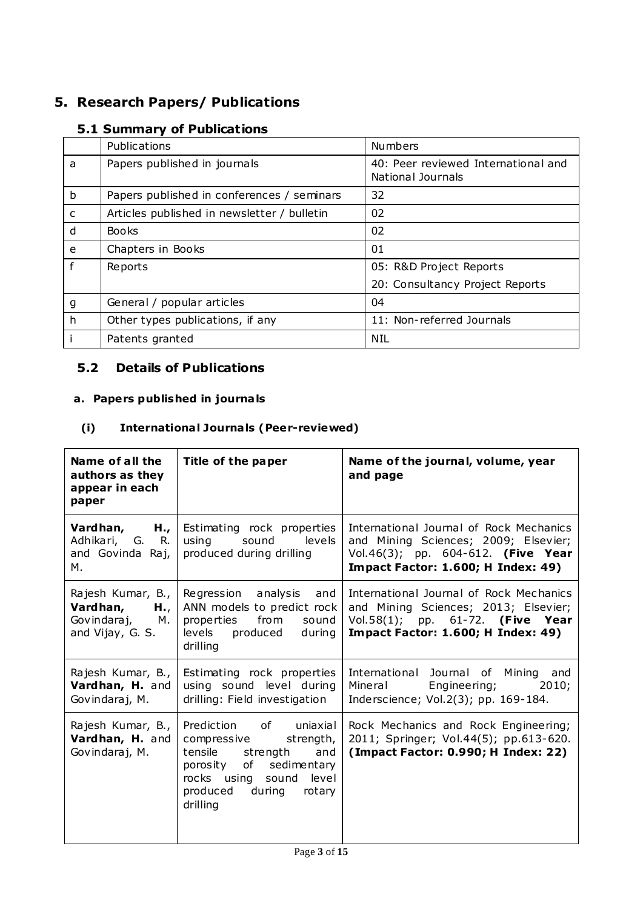# 5. Research Papers/ Publications

## 5.1 Summary of Publications

| | Publications | Numbers |
|---|---|---|
| a | Papers published in journals | 40: Peer reviewed International and National Journals |
| b | Papers published in conferences / seminars | 32 |
| c | Articles published in newsletter / bulletin | 02 |
| d | Books | 02 |
| e | Chapters in Books | 01 |
| f | Reports | 05: R&D Project Reports<br>20: Consultancy Project Reports |
| g | General / popular articles | 04 |
| h | Other types publications, if any | 11: Non-referred Journals |
| i | Patents granted | NIL |

## 5.2 Details of Publications

### a. Papers published in journals

#### (i) International Journals (Peer-reviewed)

| Name of all the authors as they appear in each paper | Title of the paper | Name of the journal, volume, year and page |
|---|---|---|
| **Vardhan, H.**, Adhikari, G. R. and Govinda Raj, M. | Estimating rock properties using sound levels produced during drilling | International Journal of Rock Mechanics and Mining Sciences; 2009; Elsevier; Vol.46(3); pp. 604-612. **(Five Year Impact Factor: 1.600; H Index: 49)** |
| Rajesh Kumar, B., **Vardhan, H.**, Govindaraj, M. and Vijay, G. S. | Regression analysis and ANN models to predict rock properties from sound levels produced during drilling | International Journal of Rock Mechanics and Mining Sciences; 2013; Elsevier; Vol.58(1); pp. 61-72. **(Five Year Impact Factor: 1.600; H Index: 49)** |
| Rajesh Kumar, B., **Vardhan, H.** and Govindaraj, M. | Estimating rock properties using sound level during drilling: Field investigation | International Journal of Mining and Mineral Engineering; 2010; Inderscience; Vol.2(3); pp. 169-184. |
| Rajesh Kumar, B., **Vardhan, H.** and Govindaraj, M. | Prediction of uniaxial compressive strength, tensile strength and porosity of sedimentary rocks using sound level produced during rotary drilling | Rock Mechanics and Rock Engineering; 2011; Springer; Vol.44(5); pp.613-620. **(Impact Factor: 0.990; H Index: 22)** |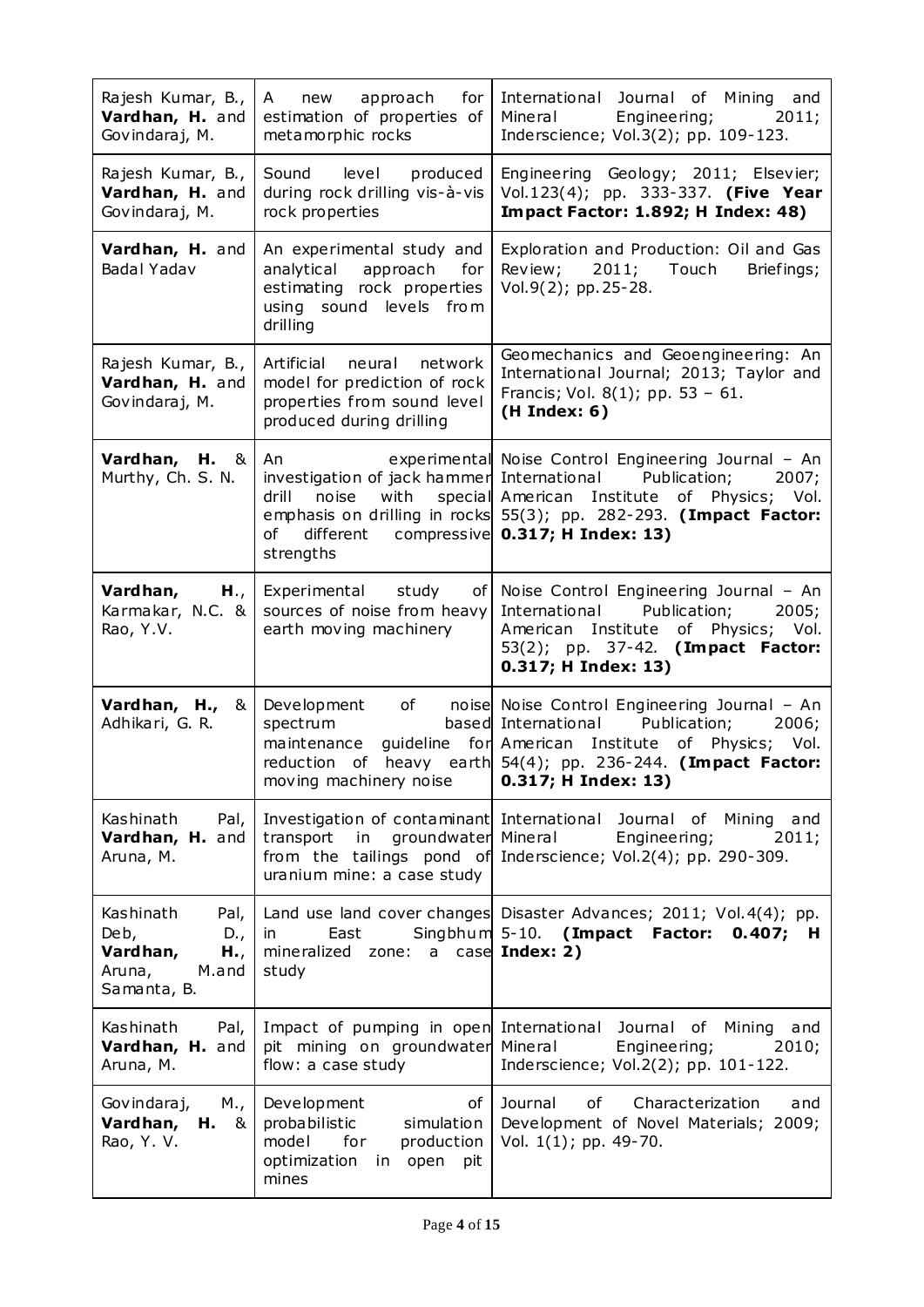| | | |
|---|---|---|
| Rajesh Kumar, B., **Vardhan, H.** and Govindaraj, M. | A new approach for estimation of properties of metamorphic rocks | International Journal of Mining and Mineral Engineering; 2011; Inderscience; Vol.3(2); pp. 109-123. |
| Rajesh Kumar, B., **Vardhan, H.** and Govindaraj, M. | Sound level produced during rock drilling vis-à-vis rock properties | Engineering Geology; 2011; Elsevier; Vol.123(4); pp. 333-337. **(Five Year Impact Factor: 1.892; H Index: 48)** |
| **Vardhan, H.** and Badal Yadav | An experimental study and analytical approach for estimating rock properties using sound levels from drilling | Exploration and Production: Oil and Gas Review; 2011; Touch Briefings; Vol.9(2); pp.25-28. |
| Rajesh Kumar, B., **Vardhan, H.** and Govindaraj, M. | Artificial neural network model for prediction of rock properties from sound level produced during drilling | Geomechanics and Geoengineering: An International Journal; 2013; Taylor and Francis; Vol. 8(1); pp. 53 – 61. **(H Index: 6)** |
| **Vardhan, H.** & Murthy, Ch. S. N. | An experimental investigation of jack hammer drill noise with special emphasis on drilling in rocks of different compressive strengths | Noise Control Engineering Journal – An International Publication; 2007; American Institute of Physics; Vol. 55(3); pp. 282-293. **(Impact Factor: 0.317; H Index: 13)** |
| **Vardhan, H.**, Karmakar, N.C. & Rao, Y.V. | Experimental study of sources of noise from heavy earth moving machinery | Noise Control Engineering Journal – An International Publication; 2005; American Institute of Physics; Vol. 53(2); pp. 37-42. **(Impact Factor: 0.317; H Index: 13)** |
| **Vardhan, H.,** & Adhikari, G. R. | Development of noise spectrum based maintenance guideline for reduction of heavy earth moving machinery noise | Noise Control Engineering Journal – An International Publication; 2006; American Institute of Physics; Vol. 54(4); pp. 236-244. **(Impact Factor: 0.317; H Index: 13)** |
| Kashinath Pal, **Vardhan, H.** and Aruna, M. | Investigation of contaminant transport in groundwater from the tailings pond of uranium mine: a case study | International Journal of Mining and Mineral Engineering; 2011; Inderscience; Vol.2(4); pp. 290-309. |
| Kashinath Pal, Deb, D., **Vardhan, H.**, Aruna, M.and Samanta, B. | Land use land cover changes in East Singbhum mineralized zone: a case study | Disaster Advances; 2011; Vol.4(4); pp. 5-10. **(Impact Factor: 0.407; H Index: 2)** |
| Kashinath Pal, **Vardhan, H.** and Aruna, M. | Impact of pumping in open pit mining on groundwater flow: a case study | International Journal of Mining and Mineral Engineering; 2010; Inderscience; Vol.2(2); pp. 101-122. |
| Govindaraj, M., **Vardhan, H.** & Rao, Y. V. | Development of probabilistic simulation model for production optimization in open pit mines | Journal of Characterization and Development of Novel Materials; 2009; Vol. 1(1); pp. 49-70. |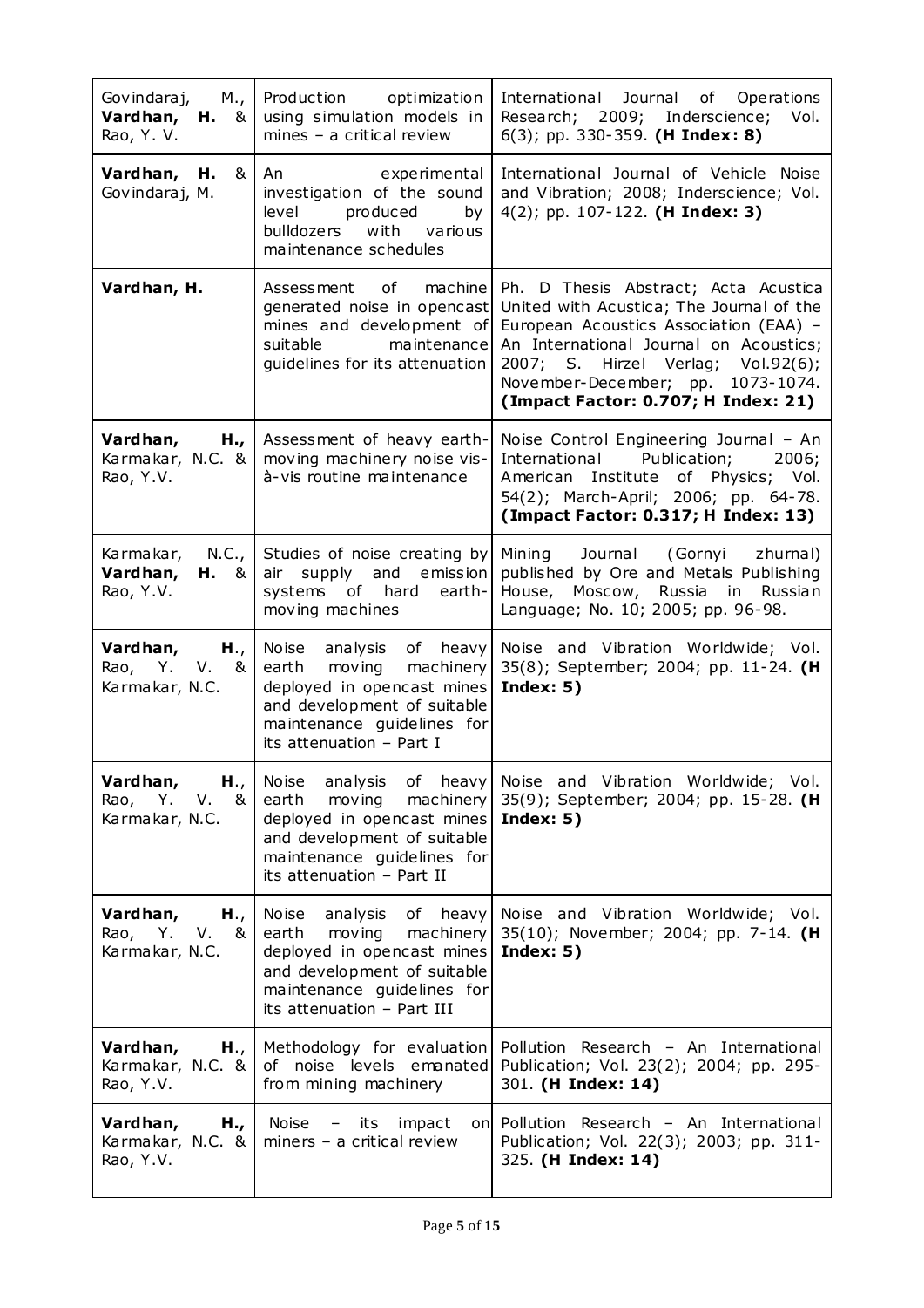| | | |
|---|---|---|
| Govindaraj, M., **Vardhan, H.** & Rao, Y. V. | Production optimization using simulation models in mines – a critical review | International Journal of Operations Research; 2009; Inderscience; Vol. 6(3); pp. 330-359. **(H Index: 8)** |
| **Vardhan, H.** & Govindaraj, M. | An experimental investigation of the sound level produced by bulldozers with various maintenance schedules | International Journal of Vehicle Noise and Vibration; 2008; Inderscience; Vol. 4(2); pp. 107-122. **(H Index: 3)** |
| **Vardhan, H.** | Assessment of machine generated noise in opencast mines and development of suitable maintenance guidelines for its attenuation | Ph. D Thesis Abstract; Acta Acustica United with Acustica; The Journal of the European Acoustics Association (EAA) – An International Journal on Acoustics; 2007; S. Hirzel Verlag; Vol.92(6); November-December; pp. 1073-1074. **(Impact Factor: 0.707; H Index: 21)** |
| **Vardhan, H.,** Karmakar, N.C. & Rao, Y.V. | Assessment of heavy earth-moving machinery noise vis-à-vis routine maintenance | Noise Control Engineering Journal – An International Publication; 2006; American Institute of Physics; Vol. 54(2); March-April; 2006; pp. 64-78. **(Impact Factor: 0.317; H Index: 13)** |
| Karmakar, N.C., **Vardhan, H.** & Rao, Y.V. | Studies of noise creating by air supply and emission systems of hard earth-moving machines | Mining Journal (Gornyi zhurnal) published by Ore and Metals Publishing House, Moscow, Russia in Russian Language; No. 10; 2005; pp. 96-98. |
| **Vardhan, H.**, Rao, Y. V. & Karmakar, N.C. | Noise analysis of heavy earth moving machinery deployed in opencast mines and development of suitable maintenance guidelines for its attenuation – Part I | Noise and Vibration Worldwide; Vol. 35(8); September; 2004; pp. 11-24. **(H Index: 5)** |
| **Vardhan, H.**, Rao, Y. V. & Karmakar, N.C. | Noise analysis of heavy earth moving machinery deployed in opencast mines and development of suitable maintenance guidelines for its attenuation – Part II | Noise and Vibration Worldwide; Vol. 35(9); September; 2004; pp. 15-28. **(H Index: 5)** |
| **Vardhan, H.**, Rao, Y. V. & Karmakar, N.C. | Noise analysis of heavy earth moving machinery deployed in opencast mines and development of suitable maintenance guidelines for its attenuation – Part III | Noise and Vibration Worldwide; Vol. 35(10); November; 2004; pp. 7-14. **(H Index: 5)** |
| **Vardhan, H.**, Karmakar, N.C. & Rao, Y.V. | Methodology for evaluation of noise levels emanated from mining machinery | Pollution Research – An International Publication; Vol. 23(2); 2004; pp. 295-301. **(H Index: 14)** |
| **Vardhan, H.,** Karmakar, N.C. & Rao, Y.V. | Noise – its impact on miners – a critical review | Pollution Research – An International Publication; Vol. 22(3); 2003; pp. 311-325. **(H Index: 14)** |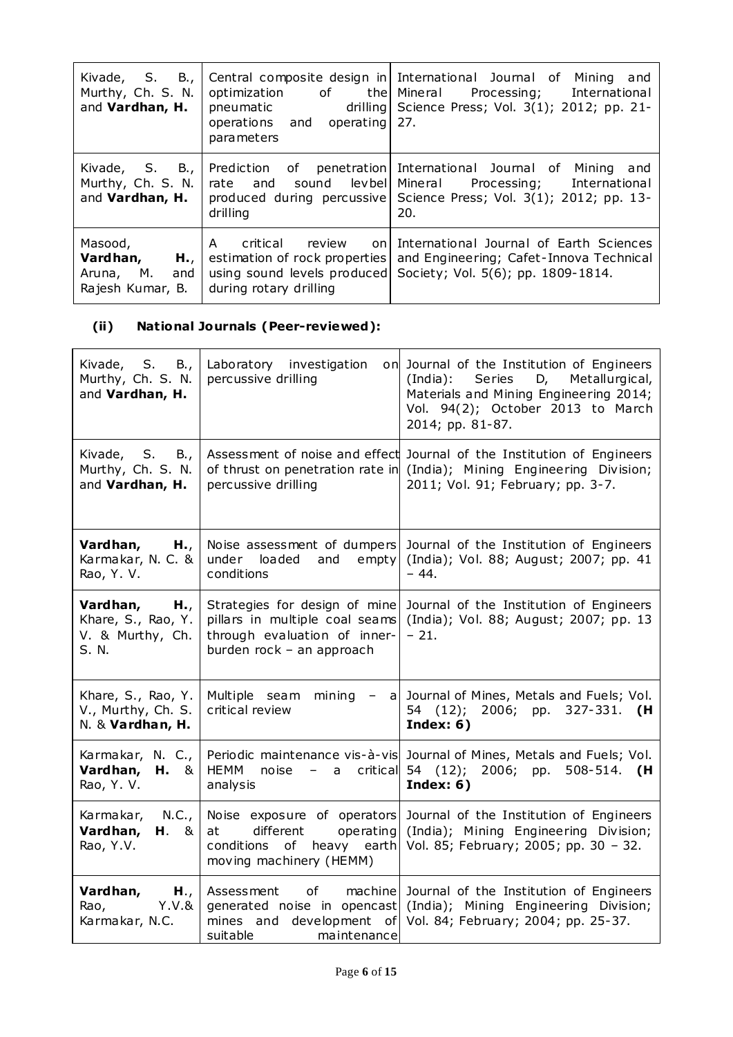| | | |
|---|---|---|
| Kivade, S. B., Murthy, Ch. S. N. and **Vardhan, H.** | Central composite design in optimization of the pneumatic drilling operations and operating parameters | International Journal of Mining and Mineral Processing; International Science Press; Vol. 3(1); 2012; pp. 21-27. |
| Kivade, S. B., Murthy, Ch. S. N. and **Vardhan, H.** | Prediction of penetration rate and sound levbel produced during percussive drilling | International Journal of Mining and Mineral Processing; International Science Press; Vol. 3(1); 2012; pp. 13-20. |
| Masood, **Vardhan, H.**, Aruna, M. and Rajesh Kumar, B. | A critical review on estimation of rock properties using sound levels produced during rotary drilling | International Journal of Earth Sciences and Engineering; Cafet-Innova Technical Society; Vol. 5(6); pp. 1809-1814. |

**(ii) National Journals (Peer-reviewed):**

| | | |
|---|---|---|
| Kivade, S. B., Murthy, Ch. S. N. and **Vardhan, H.** | Laboratory investigation on percussive drilling | Journal of the Institution of Engineers (India): Series D, Metallurgical, Materials and Mining Engineering 2014; Vol. 94(2); October 2013 to March 2014; pp. 81-87. |
| Kivade, S. B., Murthy, Ch. S. N. and **Vardhan, H.** | Assessment of noise and effect of thrust on penetration rate in percussive drilling | Journal of the Institution of Engineers (India); Mining Engineering Division; 2011; Vol. 91; February; pp. 3-7. |
| **Vardhan, H.**, Karmakar, N. C. & Rao, Y. V. | Noise assessment of dumpers under loaded and empty conditions | Journal of the Institution of Engineers (India); Vol. 88; August; 2007; pp. 41 – 44. |
| **Vardhan, H.**, Khare, S., Rao, Y. V. & Murthy, Ch. S. N. | Strategies for design of mine pillars in multiple coal seams through evaluation of inner-burden rock – an approach | Journal of the Institution of Engineers (India); Vol. 88; August; 2007; pp. 13 – 21. |
| Khare, S., Rao, Y. V., Murthy, Ch. S. N. & **Vardhan, H.** | Multiple seam mining – a critical review | Journal of Mines, Metals and Fuels; Vol. 54 (12); 2006; pp. 327-331. **(H Index: 6)** |
| Karmakar, N. C., **Vardhan, H.** & Rao, Y. V. | Periodic maintenance vis-à-vis HEMM noise – a critical analysis | Journal of Mines, Metals and Fuels; Vol. 54 (12); 2006; pp. 508-514. **(H Index: 6)** |
| Karmakar, N.C., **Vardhan, H.** & Rao, Y.V. | Noise exposure of operators at different operating conditions of heavy earth moving machinery (HEMM) | Journal of the Institution of Engineers (India); Mining Engineering Division; Vol. 85; February; 2005; pp. 30 – 32. |
| **Vardhan, H.**, Rao, Y.V.& Karmakar, N.C. | Assessment of machine generated noise in opencast mines and development of suitable maintenance | Journal of the Institution of Engineers (India); Mining Engineering Division; Vol. 84; February; 2004; pp. 25-37. |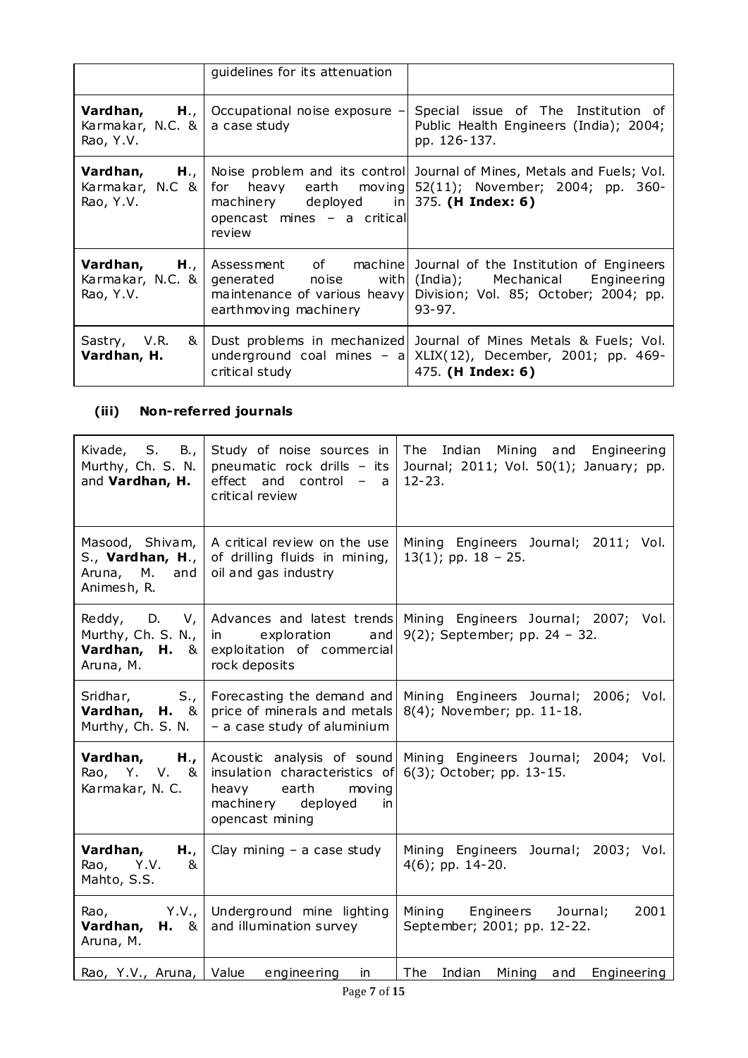| | guidelines for its attenuation | |
|---|---|---|
| **Vardhan, H.**, Karmakar, N.C. & Rao, Y.V. | Occupational noise exposure – a case study | Special issue of The Institution of Public Health Engineers (India); 2004; pp. 126-137. |
| **Vardhan, H.**, Karmakar, N.C & Rao, Y.V. | Noise problem and its control for heavy earth moving machinery deployed in opencast mines – a critical review | Journal of Mines, Metals and Fuels; Vol. 52(11); November; 2004; pp. 360-375. **(H Index: 6)** |
| **Vardhan, H.**, Karmakar, N.C. & Rao, Y.V. | Assessment of machine generated noise with maintenance of various heavy earthmoving machinery | Journal of the Institution of Engineers (India); Mechanical Engineering Division; Vol. 85; October; 2004; pp. 93-97. |
| Sastry, V.R. & **Vardhan, H.** | Dust problems in mechanized underground coal mines – a critical study | Journal of Mines Metals & Fuels; Vol. XLIX(12), December, 2001; pp. 469-475. **(H Index: 6)** |

### (iii) Non-referred journals

| | | |
|---|---|---|
| Kivade, S. B., Murthy, Ch. S. N. and **Vardhan, H.** | Study of noise sources in pneumatic rock drills – its effect and control – a critical review | The Indian Mining and Engineering Journal; 2011; Vol. 50(1); January; pp. 12-23. |
| Masood, Shivam, S., **Vardhan, H.**, Aruna, M. and Animesh, R. | A critical review on the use of drilling fluids in mining, oil and gas industry | Mining Engineers Journal; 2011; Vol. 13(1); pp. 18 – 25. |
| Reddy, D. V, Murthy, Ch. S. N., **Vardhan, H.** & Aruna, M. | Advances and latest trends in exploration and exploitation of commercial rock deposits | Mining Engineers Journal; 2007; Vol. 9(2); September; pp. 24 – 32. |
| Sridhar, S., **Vardhan, H.** & Murthy, Ch. S. N. | Forecasting the demand and price of minerals and metals – a case study of aluminium | Mining Engineers Journal; 2006; Vol. 8(4); November; pp. 11-18. |
| **Vardhan, H.,** Rao, Y. V. & Karmakar, N. C. | Acoustic analysis of sound insulation characteristics of heavy earth moving machinery deployed in opencast mining | Mining Engineers Journal; 2004; Vol. 6(3); October; pp. 13-15. |
| **Vardhan, H.**, Rao, Y.V. & Mahto, S.S. | Clay mining – a case study | Mining Engineers Journal; 2003; Vol. 4(6); pp. 14-20. |
| Rao, Y.V., **Vardhan, H.** & Aruna, M. | Underground mine lighting and illumination survey | Mining Engineers Journal; 2001 September; 2001; pp. 12-22. |
| Rao, Y.V., Aruna, | Value engineering in | The Indian Mining and Engineering |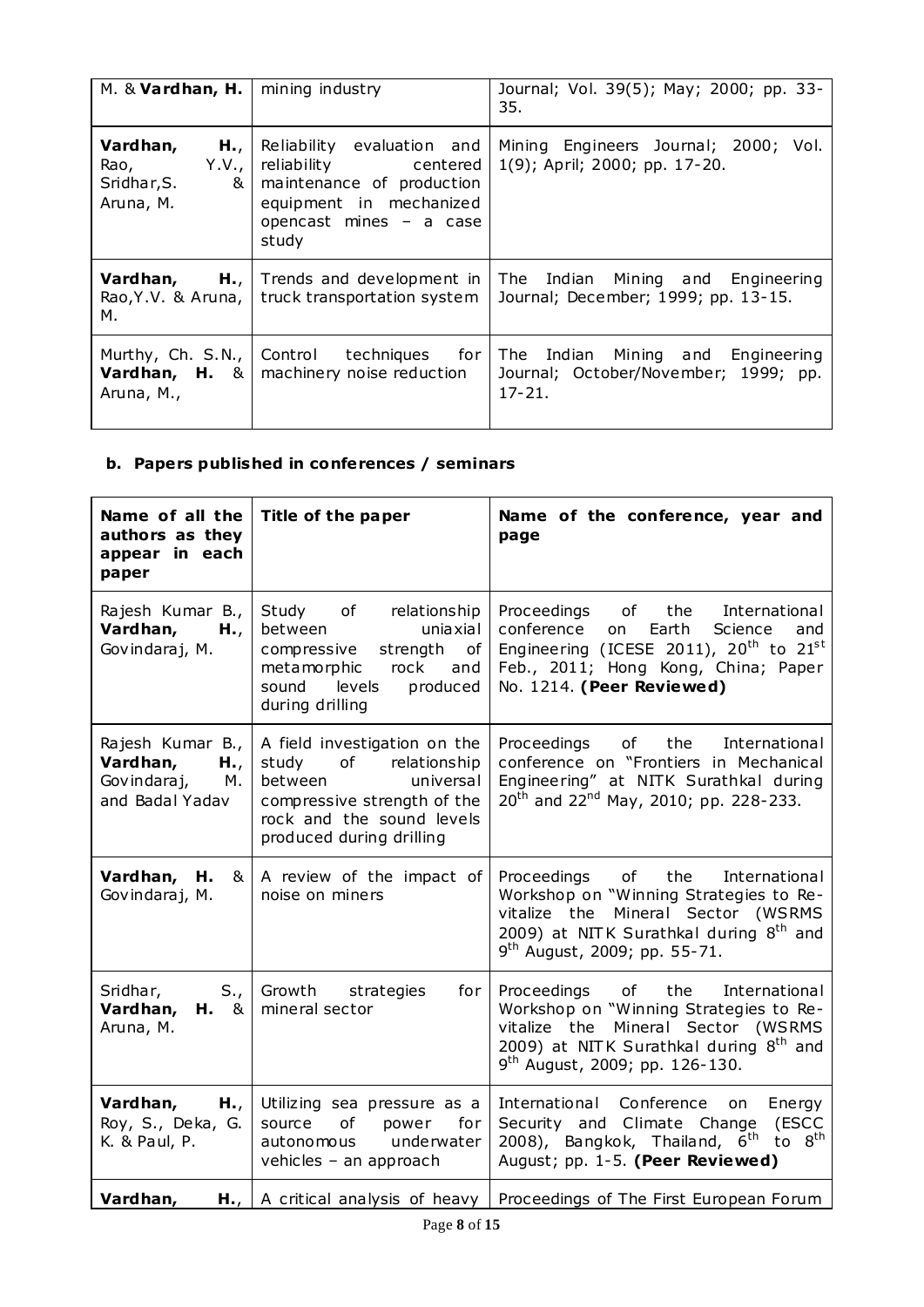| | | |
|---|---|---|
| M. & **Vardhan, H.** | mining industry | Journal; Vol. 39(5); May; 2000; pp. 33-35. |
| **Vardhan, H.**, Rao, Y.V., Sridhar,S. & Aruna, M. | Reliability evaluation and reliability centered maintenance of production equipment in mechanized opencast mines – a case study | Mining Engineers Journal; 2000; Vol. 1(9); April; 2000; pp. 17-20. |
| **Vardhan, H.**, Rao,Y.V. & Aruna, M. | Trends and development in truck transportation system | The Indian Mining and Engineering Journal; December; 1999; pp. 13-15. |
| Murthy, Ch. S.N., **Vardhan, H.** & Aruna, M., | Control techniques for machinery noise reduction | The Indian Mining and Engineering Journal; October/November; 1999; pp. 17-21. |

**b. Papers published in conferences / seminars**

| Name of all the authors as they appear in each paper | Title of the paper | Name of the conference, year and page |
|---|---|---|
| Rajesh Kumar B., **Vardhan, H.**, Govindaraj, M. | Study of relationship between uniaxial compressive strength of metamorphic rock and sound levels produced during drilling | Proceedings of the International conference on Earth Science and Engineering (ICESE 2011), 20th to 21st Feb., 2011; Hong Kong, China; Paper No. 1214. **(Peer Reviewed)** |
| Rajesh Kumar B., **Vardhan, H.**, Govindaraj, M. and Badal Yadav | A field investigation on the study of relationship between universal compressive strength of the rock and the sound levels produced during drilling | Proceedings of the International conference on "Frontiers in Mechanical Engineering" at NITK Surathkal during 20th and 22nd May, 2010; pp. 228-233. |
| **Vardhan, H.** & Govindaraj, M. | A review of the impact of noise on miners | Proceedings of the International Workshop on "Winning Strategies to Re-vitalize the Mineral Sector (WSRMS 2009) at NITK Surathkal during 8th and 9th August, 2009; pp. 55-71. |
| Sridhar, S., **Vardhan, H.** & Aruna, M. | Growth strategies for mineral sector | Proceedings of the International Workshop on "Winning Strategies to Re-vitalize the Mineral Sector (WSRMS 2009) at NITK Surathkal during 8th and 9th August, 2009; pp. 126-130. |
| **Vardhan, H.**, Roy, S., Deka, G. K. & Paul, P. | Utilizing sea pressure as a source of power for autonomous underwater vehicles – an approach | International Conference on Energy Security and Climate Change (ESCC 2008), Bangkok, Thailand, 6th to 8th August; pp. 1-5. **(Peer Reviewed)** |
| **Vardhan, H.**, | A critical analysis of heavy | Proceedings of The First European Forum |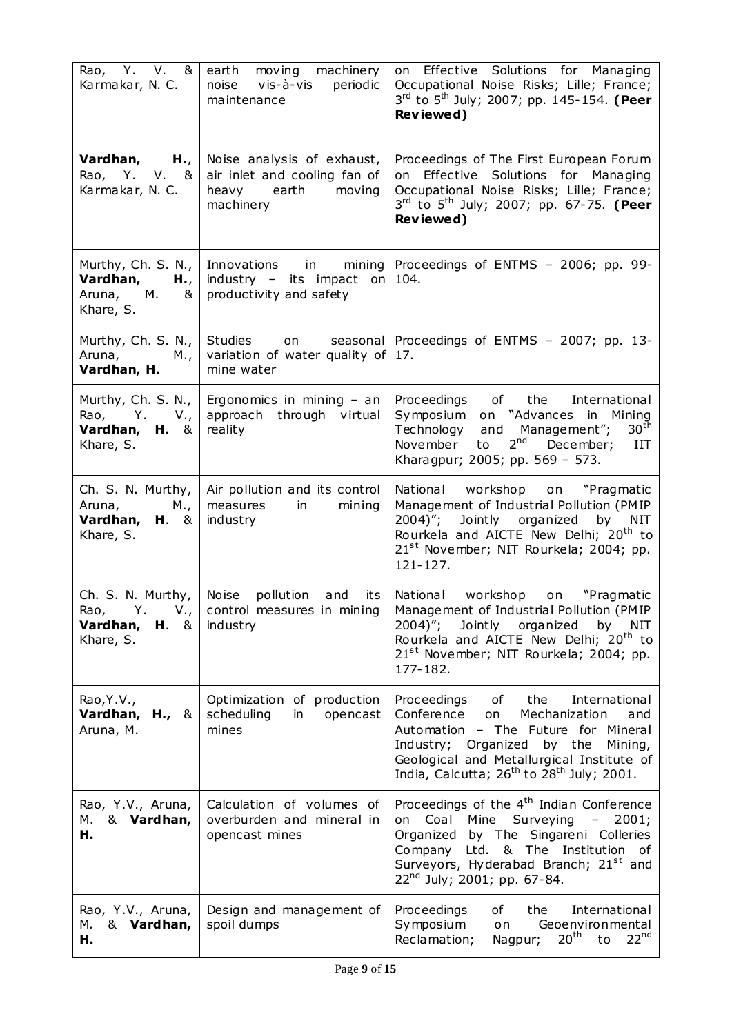| Rao, Y. V. & Karmakar, N. C. | earth moving machinery noise vis-à-vis periodic maintenance | on Effective Solutions for Managing Occupational Noise Risks; Lille; France; 3rd to 5th July; 2007; pp. 145-154. **(Peer Reviewed)** |
|---|---|---|
| **Vardhan, H.**, Rao, Y. V. & Karmakar, N. C. | Noise analysis of exhaust, air inlet and cooling fan of heavy earth moving machinery | Proceedings of The First European Forum on Effective Solutions for Managing Occupational Noise Risks; Lille; France; 3rd to 5th July; 2007; pp. 67-75. **(Peer Reviewed)** |
| Murthy, Ch. S. N., **Vardhan, H.**, Aruna, M. & Khare, S. | Innovations in mining industry – its impact on productivity and safety | Proceedings of ENTMS – 2006; pp. 99-104. |
| Murthy, Ch. S. N., Aruna, M., **Vardhan, H.** | Studies on seasonal variation of water quality of mine water | Proceedings of ENTMS – 2007; pp. 13-17. |
| Murthy, Ch. S. N., Rao, Y. V., **Vardhan, H.** & Khare, S. | Ergonomics in mining – an approach through virtual reality | Proceedings of the International Symposium on "Advances in Mining Technology and Management"; 30th November to 2nd December; IIT Kharagpur; 2005; pp. 569 – 573. |
| Ch. S. N. Murthy, Aruna, M., **Vardhan, H.** & Khare, S. | Air pollution and its control measures in mining industry | National workshop on "Pragmatic Management of Industrial Pollution (PMIP 2004)"; Jointly organized by NIT Rourkela and AICTE New Delhi; 20th to 21st November; NIT Rourkela; 2004; pp. 121-127. |
| Ch. S. N. Murthy, Rao, Y. V., **Vardhan, H.** & Khare, S. | Noise pollution and its control measures in mining industry | National workshop on "Pragmatic Management of Industrial Pollution (PMIP 2004)"; Jointly organized by NIT Rourkela and AICTE New Delhi; 20th to 21st November; NIT Rourkela; 2004; pp. 177-182. |
| Rao,Y.V., **Vardhan, H.**, & Aruna, M. | Optimization of production scheduling in opencast mines | Proceedings of the International Conference on Mechanization and Automation – The Future for Mineral Industry; Organized by the Mining, Geological and Metallurgical Institute of India, Calcutta; 26th to 28th July; 2001. |
| Rao, Y.V., Aruna, M. & **Vardhan, H.** | Calculation of volumes of overburden and mineral in opencast mines | Proceedings of the 4th Indian Conference on Coal Mine Surveying – 2001; Organized by The Singareni Colleries Company Ltd. & The Institution of Surveyors, Hyderabad Branch; 21st and 22nd July; 2001; pp. 67-84. |
| Rao, Y.V., Aruna, M. & **Vardhan, H.** | Design and management of spoil dumps | Proceedings of the International Symposium on Geoenvironmental Reclamation; Nagpur; 20th to 22nd |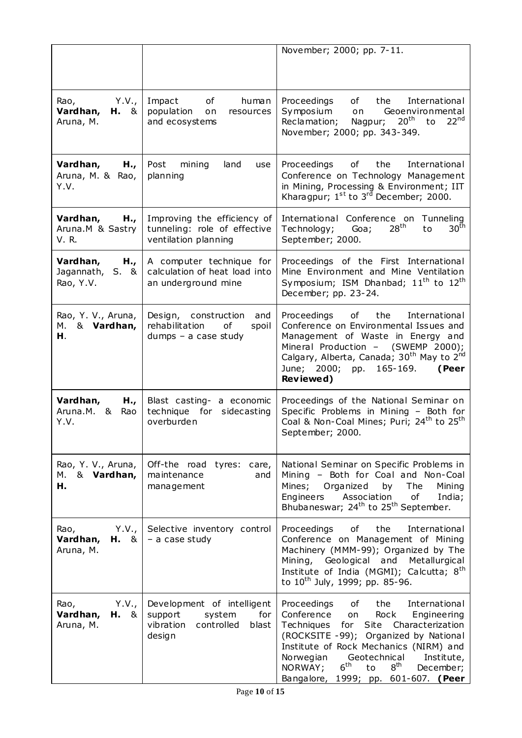|  |  |  |
|---|---|---|
|  |  | November; 2000; pp. 7-11. |
| Rao, Y.V., **Vardhan, H.** & Aruna, M. | Impact of human population on resources and ecosystems | Proceedings of the International Symposium on Geoenvironmental Reclamation; Nagpur; 20th to 22nd November; 2000; pp. 343-349. |
| **Vardhan, H.,** Aruna, M. & Rao, Y.V. | Post mining land use planning | Proceedings of the International Conference on Technology Management in Mining, Processing & Environment; IIT Kharagpur; 1st to 3rd December; 2000. |
| **Vardhan, H.,** Aruna.M & Sastry V. R. | Improving the efficiency of tunneling: role of effective ventilation planning | International Conference on Tunneling Technology; Goa; 28th to 30th September; 2000. |
| **Vardhan, H.,** Jagannath, S. & Rao, Y.V. | A computer technique for calculation of heat load into an underground mine | Proceedings of the First International Mine Environment and Mine Ventilation Symposium; ISM Dhanbad; 11th to 12th December; pp. 23-24. |
| Rao, Y. V., Aruna, M. & **Vardhan, H.** | Design, construction and rehabilitation of spoil dumps – a case study | Proceedings of the International Conference on Environmental Issues and Management of Waste in Energy and Mineral Production – (SWEMP 2000); Calgary, Alberta, Canada; 30th May to 2nd June; 2000; pp. 165-169. **(Peer Reviewed)** |
| **Vardhan, H.,** Aruna.M. & Rao Y.V. | Blast casting- a economic technique for sidecasting overburden | Proceedings of the National Seminar on Specific Problems in Mining – Both for Coal & Non-Coal Mines; Puri; 24th to 25th September; 2000. |
| Rao, Y. V., Aruna, M. & **Vardhan, H.** | Off-the road tyres: care, maintenance and management | National Seminar on Specific Problems in Mining – Both for Coal and Non-Coal Mines; Organized by The Mining Engineers Association of India; Bhubaneswar; 24th to 25th September. |
| Rao, Y.V., **Vardhan, H.** & Aruna, M. | Selective inventory control – a case study | Proceedings of the International Conference on Management of Mining Machinery (MMM-99); Organized by The Mining, Geological and Metallurgical Institute of India (MGMI); Calcutta; 8th to 10th July, 1999; pp. 85-96. |
| Rao, Y.V., **Vardhan, H.** & Aruna, M. | Development of intelligent support system for vibration controlled blast design | Proceedings of the International Conference on Rock Engineering Techniques for Site Characterization (ROCKSITE -99); Organized by National Institute of Rock Mechanics (NIRM) and Norwegian Geotechnical Institute, NORWAY; 6th to 8th December; Bangalore, 1999; pp. 601-607. **(Peer** |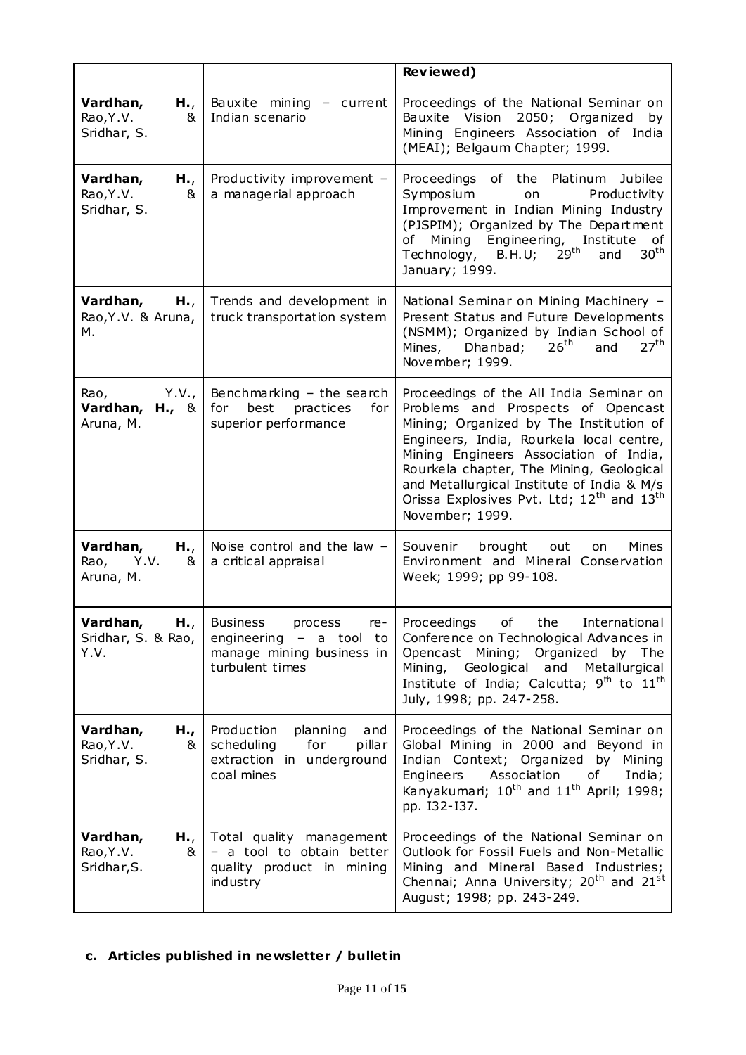| | | **Reviewed)** |
|---|---|---|
| **Vardhan, H.**, Rao,Y.V. & Sridhar, S. | Bauxite mining – current Indian scenario | Proceedings of the National Seminar on Bauxite Vision 2050; Organized by Mining Engineers Association of India (MEAI); Belgaum Chapter; 1999. |
| **Vardhan, H.**, Rao,Y.V. & Sridhar, S. | Productivity improvement – a managerial approach | Proceedings of the Platinum Jubilee Symposium on Productivity Improvement in Indian Mining Industry (PJSPIM); Organized by The Department of Mining Engineering, Institute of Technology, B.H.U; 29th and 30th January; 1999. |
| **Vardhan, H.**, Rao,Y.V. & Aruna, M. | Trends and development in truck transportation system | National Seminar on Mining Machinery – Present Status and Future Developments (NSMM); Organized by Indian School of Mines, Dhanbad; 26th and 27th November; 1999. |
| Rao, Y.V., **Vardhan, H.,** & Aruna, M. | Benchmarking – the search for best practices for superior performance | Proceedings of the All India Seminar on Problems and Prospects of Opencast Mining; Organized by The Institution of Engineers, India, Rourkela local centre, Mining Engineers Association of India, Rourkela chapter, The Mining, Geological and Metallurgical Institute of India & M/s Orissa Explosives Pvt. Ltd; 12th and 13th November; 1999. |
| **Vardhan, H.**, Rao, Y.V. & Aruna, M. | Noise control and the law – a critical appraisal | Souvenir brought out on Mines Environment and Mineral Conservation Week; 1999; pp 99-108. |
| **Vardhan, H.**, Sridhar, S. & Rao, Y.V. | Business process re-engineering – a tool to manage mining business in turbulent times | Proceedings of the International Conference on Technological Advances in Opencast Mining; Organized by The Mining, Geological and Metallurgical Institute of India; Calcutta; 9th to 11th July, 1998; pp. 247-258. |
| **Vardhan, H.,** Rao,Y.V. & Sridhar, S. | Production planning and scheduling for pillar extraction in underground coal mines | Proceedings of the National Seminar on Global Mining in 2000 and Beyond in Indian Context; Organized by Mining Engineers Association of India; Kanyakumari; 10th and 11th April; 1998; pp. I32-I37. |
| **Vardhan, H.**, Rao,Y.V. & Sridhar,S. | Total quality management – a tool to obtain better quality product in mining industry | Proceedings of the National Seminar on Outlook for Fossil Fuels and Non-Metallic Mining and Mineral Based Industries; Chennai; Anna University; 20th and 21st August; 1998; pp. 243-249. |

**c. Articles published in newsletter / bulletin**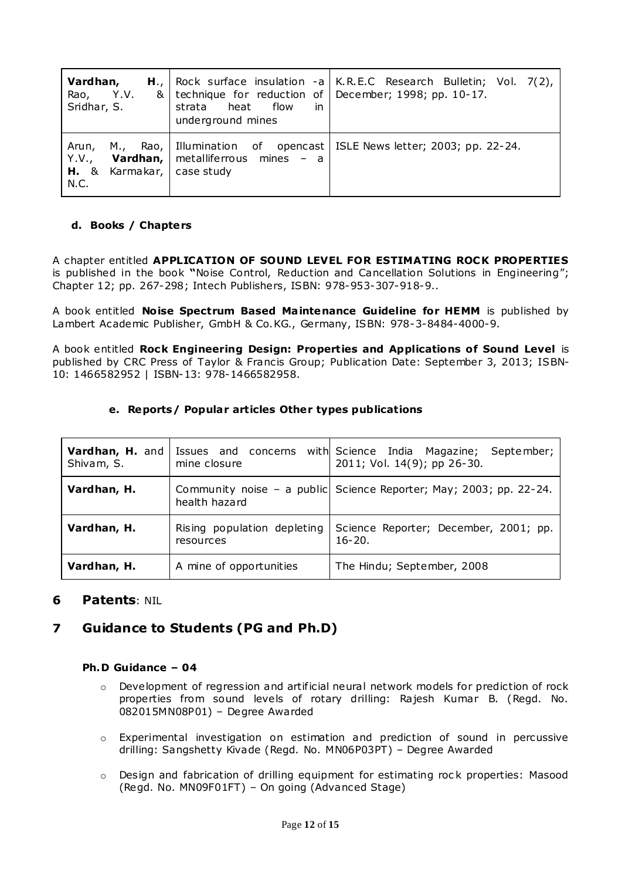| **Vardhan, H.**, Rao, Y.V. & Sridhar, S. | Rock surface insulation -a technique for reduction of strata heat flow in underground mines | K.R.E.C Research Bulletin; Vol. 7(2), December; 1998; pp. 10-17. |
|---|---|---|
| Arun, M., Rao, Y.V., **Vardhan, H.** & Karmakar, N.C. | Illumination of opencast metalliferrous mines – a case study | ISLE News letter; 2003; pp. 22-24. |

### d. Books / Chapters

A chapter entitled **APPLICATION OF SOUND LEVEL FOR ESTIMATING ROCK PROPERTIES** is published in the book **"**Noise Control, Reduction and Cancellation Solutions in Engineering"; Chapter 12; pp. 267-298; Intech Publishers, ISBN: 978-953-307-918-9..

A book entitled **Noise Spectrum Based Maintenance Guideline for HEMM** is published by Lambert Academic Publisher, GmbH & Co.KG., Germany, ISBN: 978-3-8484-4000-9.

A book entitled **Rock Engineering Design: Properties and Applications of Sound Level** is published by CRC Press of Taylor & Francis Group; Publication Date: September 3, 2013; ISBN-10: 1466582952 | ISBN-13: 978-1466582958.

### e. Reports / Popular articles Other types publications

| **Vardhan, H.** and Shivam, S. | Issues and concerns with mine closure | Science India Magazine; September; 2011; Vol. 14(9); pp 26-30. |
|---|---|---|
| **Vardhan, H.** | Community noise – a public health hazard | Science Reporter; May; 2003; pp. 22-24. |
| **Vardhan, H.** | Rising population depleting resources | Science Reporter; December, 2001; pp. 16-20. |
| **Vardhan, H.** | A mine of opportunities | The Hindu; September, 2008 |

## 6 Patents: NIL

## 7 Guidance to Students (PG and Ph.D)

#### Ph.D Guidance – 04

- Development of regression and artificial neural network models for prediction of rock properties from sound levels of rotary drilling: Rajesh Kumar B. (Regd. No. 082015MN08P01) – Degree Awarded
- Experimental investigation on estimation and prediction of sound in percussive drilling: Sangshetty Kivade (Regd. No. MN06P03PT) – Degree Awarded
- Design and fabrication of drilling equipment for estimating rock properties: Masood (Regd. No. MN09F01FT) – On going (Advanced Stage)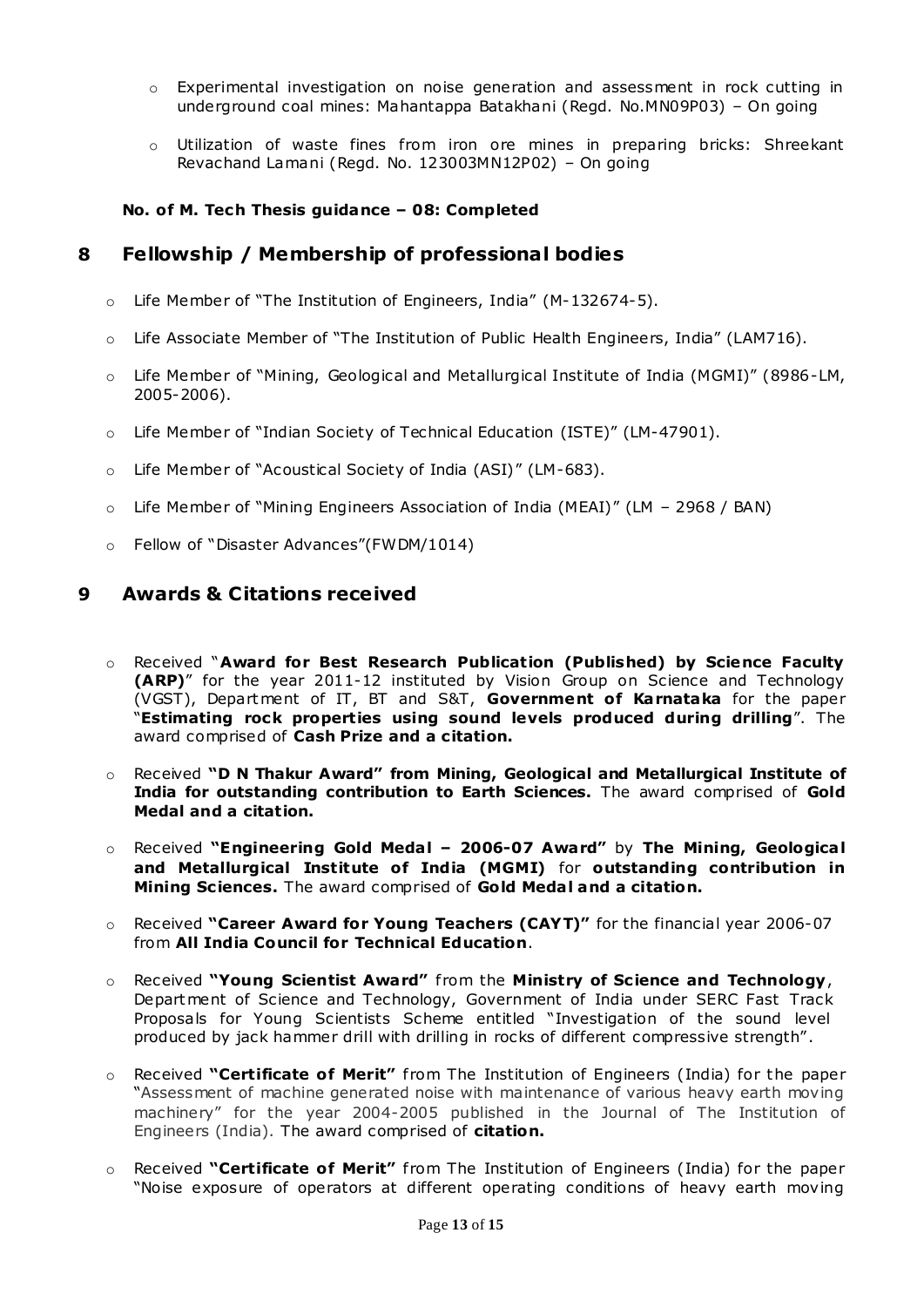- Experimental investigation on noise generation and assessment in rock cutting in underground coal mines: Mahantappa Batakhani (Regd. No.MN09P03) – On going

- Utilization of waste fines from iron ore mines in preparing bricks: Shreekant Revachand Lamani (Regd. No. 123003MN12P02) – On going

**No. of M. Tech Thesis guidance – 08: Completed**

## 8 Fellowship / Membership of professional bodies

- Life Member of "The Institution of Engineers, India" (M-132674-5).

- Life Associate Member of "The Institution of Public Health Engineers, India" (LAM716).

- Life Member of "Mining, Geological and Metallurgical Institute of India (MGMI)" (8986-LM, 2005-2006).

- Life Member of "Indian Society of Technical Education (ISTE)" (LM-47901).

- Life Member of "Acoustical Society of India (ASI)" (LM-683).

- Life Member of "Mining Engineers Association of India (MEAI)" (LM – 2968 / BAN)

- Fellow of "Disaster Advances"(FWDM/1014)

## 9 Awards & Citations received

- Received "**Award for Best Research Publication (Published) by Science Faculty (ARP)**" for the year 2011-12 instituted by Vision Group on Science and Technology (VGST), Department of IT, BT and S&T, **Government of Karnataka** for the paper "**Estimating rock properties using sound levels produced during drilling**". The award comprised of **Cash Prize and a citation.**

- Received **"D N Thakur Award" from Mining, Geological and Metallurgical Institute of India for outstanding contribution to Earth Sciences.** The award comprised of **Gold Medal and a citation.**

- Received **"Engineering Gold Medal – 2006-07 Award"** by **The Mining, Geological and Metallurgical Institute of India (MGMI)** for **outstanding contribution in Mining Sciences.** The award comprised of **Gold Medal and a citation.**

- Received **"Career Award for Young Teachers (CAYT)"** for the financial year 2006-07 from **All India Council for Technical Education**.

- Received **"Young Scientist Award"** from the **Ministry of Science and Technology**, Department of Science and Technology, Government of India under SERC Fast Track Proposals for Young Scientists Scheme entitled "Investigation of the sound level produced by jack hammer drill with drilling in rocks of different compressive strength".

- Received **"Certificate of Merit"** from The Institution of Engineers (India) for the paper "Assessment of machine generated noise with maintenance of various heavy earth moving machinery" for the year 2004-2005 published in the Journal of The Institution of Engineers (India). The award comprised of **citation.**

- Received **"Certificate of Merit"** from The Institution of Engineers (India) for the paper "Noise exposure of operators at different operating conditions of heavy earth moving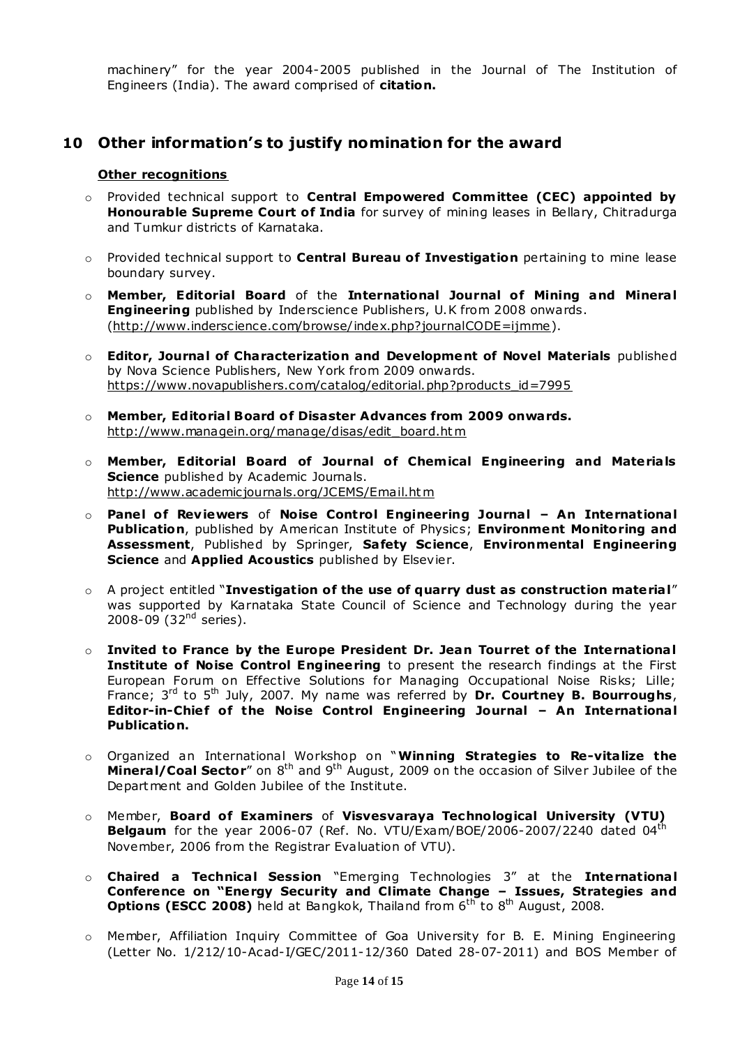machinery" for the year 2004-2005 published in the Journal of The Institution of Engineers (India). The award comprised of **citation.**

## 10 Other information's to justify nomination for the award

**Other recognitions**

- Provided technical support to **Central Empowered Committee (CEC) appointed by Honourable Supreme Court of India** for survey of mining leases in Bellary, Chitradurga and Tumkur districts of Karnataka.
- Provided technical support to **Central Bureau of Investigation** pertaining to mine lease boundary survey.
- **Member, Editorial Board** of the **International Journal of Mining and Mineral Engineering** published by Inderscience Publishers, U.K from 2008 onwards. (http://www.inderscience.com/browse/index.php?journalCODE=ijmme).
- **Editor, Journal of Characterization and Development of Novel Materials** published by Nova Science Publishers, New York from 2009 onwards. https://www.novapublishers.com/catalog/editorial.php?products_id=7995
- **Member, Editorial Board of Disaster Advances from 2009 onwards.** http://www.managein.org/manage/disas/edit_board.htm
- **Member, Editorial Board of Journal of Chemical Engineering and Materials Science** published by Academic Journals. http://www.academicjournals.org/JCEMS/Email.htm
- **Panel of Reviewers** of **Noise Control Engineering Journal – An International Publication**, published by American Institute of Physics; **Environment Monitoring and Assessment**, Published by Springer, **Safety Science**, **Environmental Engineering Science** and **Applied Acoustics** published by Elsevier.
- A project entitled "**Investigation of the use of quarry dust as construction material**" was supported by Karnataka State Council of Science and Technology during the year 2008-09 (32nd series).
- **Invited to France by the Europe President Dr. Jean Tourret of the International Institute of Noise Control Engineering** to present the research findings at the First European Forum on Effective Solutions for Managing Occupational Noise Risks; Lille; France; 3rd to 5th July, 2007. My name was referred by **Dr. Courtney B. Bourroughs**, **Editor-in-Chief of the Noise Control Engineering Journal – An International Publication.**
- Organized an International Workshop on "**Winning Strategies to Re-vitalize the Mineral/Coal Sector**" on 8th and 9th August, 2009 on the occasion of Silver Jubilee of the Department and Golden Jubilee of the Institute.
- Member, **Board of Examiners** of **Visvesvaraya Technological University (VTU) Belgaum** for the year 2006-07 (Ref. No. VTU/Exam/BOE/2006-2007/2240 dated 04th November, 2006 from the Registrar Evaluation of VTU).
- **Chaired a Technical Session** "Emerging Technologies 3" at the **International Conference on "Energy Security and Climate Change – Issues, Strategies and Options (ESCC 2008)** held at Bangkok, Thailand from 6th to 8th August, 2008.
- Member, Affiliation Inquiry Committee of Goa University for B. E. Mining Engineering (Letter No. 1/212/10-Acad-I/GEC/2011-12/360 Dated 28-07-2011) and BOS Member of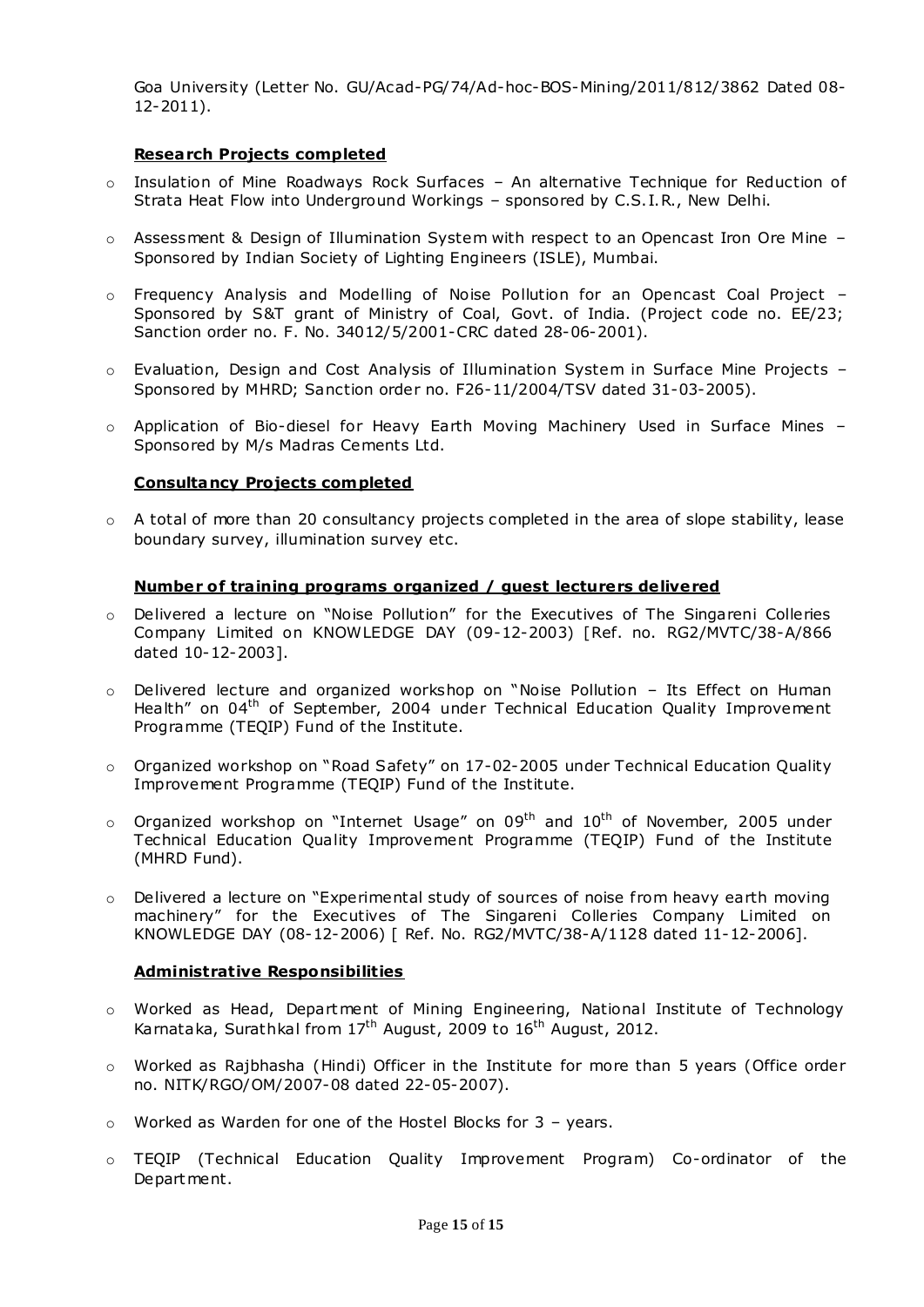Goa University (Letter No. GU/Acad-PG/74/Ad-hoc-BOS-Mining/2011/812/3862 Dated 08-12-2011).

**Research Projects completed**

- Insulation of Mine Roadways Rock Surfaces – An alternative Technique for Reduction of Strata Heat Flow into Underground Workings – sponsored by C.S.I.R., New Delhi.
- Assessment & Design of Illumination System with respect to an Opencast Iron Ore Mine – Sponsored by Indian Society of Lighting Engineers (ISLE), Mumbai.
- Frequency Analysis and Modelling of Noise Pollution for an Opencast Coal Project – Sponsored by S&T grant of Ministry of Coal, Govt. of India. (Project code no. EE/23; Sanction order no. F. No. 34012/5/2001-CRC dated 28-06-2001).
- Evaluation, Design and Cost Analysis of Illumination System in Surface Mine Projects – Sponsored by MHRD; Sanction order no. F26-11/2004/TSV dated 31-03-2005).
- Application of Bio-diesel for Heavy Earth Moving Machinery Used in Surface Mines – Sponsored by M/s Madras Cements Ltd.

**Consultancy Projects completed**

- A total of more than 20 consultancy projects completed in the area of slope stability, lease boundary survey, illumination survey etc.

**Number of training programs organized / guest lecturers delivered**

- Delivered a lecture on "Noise Pollution" for the Executives of The Singareni Colleries Company Limited on KNOWLEDGE DAY (09-12-2003) [Ref. no. RG2/MVTC/38-A/866 dated 10-12-2003].
- Delivered lecture and organized workshop on "Noise Pollution – Its Effect on Human Health" on 04th of September, 2004 under Technical Education Quality Improvement Programme (TEQIP) Fund of the Institute.
- Organized workshop on "Road Safety" on 17-02-2005 under Technical Education Quality Improvement Programme (TEQIP) Fund of the Institute.
- Organized workshop on "Internet Usage" on 09th and 10th of November, 2005 under Technical Education Quality Improvement Programme (TEQIP) Fund of the Institute (MHRD Fund).
- Delivered a lecture on "Experimental study of sources of noise from heavy earth moving machinery" for the Executives of The Singareni Colleries Company Limited on KNOWLEDGE DAY (08-12-2006) [ Ref. No. RG2/MVTC/38-A/1128 dated 11-12-2006].

**Administrative Responsibilities**

- Worked as Head, Department of Mining Engineering, National Institute of Technology Karnataka, Surathkal from 17th August, 2009 to 16th August, 2012.
- Worked as Rajbhasha (Hindi) Officer in the Institute for more than 5 years (Office order no. NITK/RGO/OM/2007-08 dated 22-05-2007).
- Worked as Warden for one of the Hostel Blocks for 3 – years.
- TEQIP (Technical Education Quality Improvement Program) Co-ordinator of the Department.